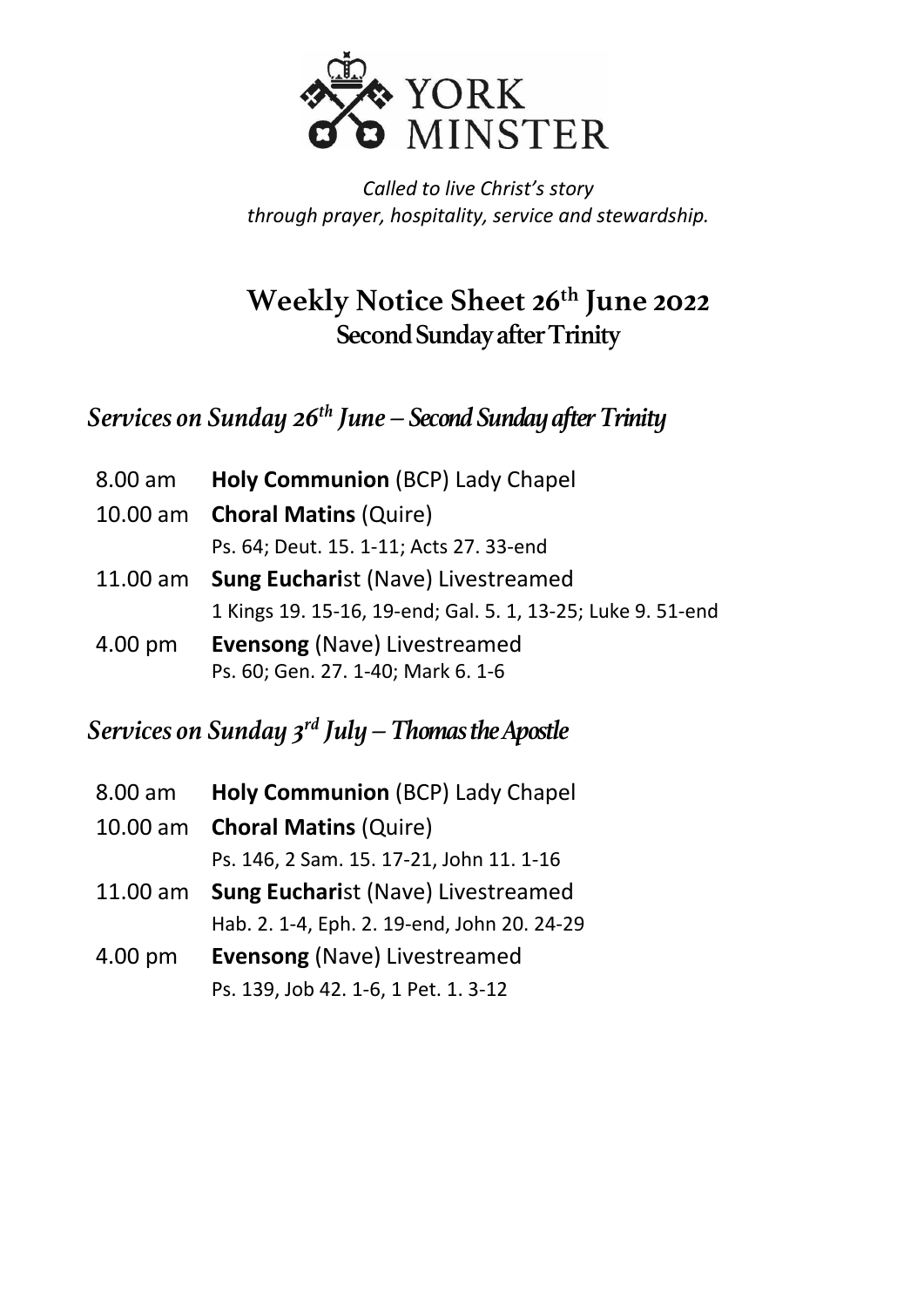YORK MINSTER

*Called to live Christ's story*
*through prayer, hospitality, service and stewardship.*

# Weekly Notice Sheet 26th June 2022
## Second Sunday after Trinity

## *Services on Sunday 26th June – Second Sunday after Trinity*

8.00 am **Holy Communion** (BCP) Lady Chapel

10.00 am **Choral Matins** (Quire)
Ps. 64; Deut. 15. 1-11; Acts 27. 33-end

11.00 am **Sung Eucharist** (Nave) Livestreamed
1 Kings 19. 15-16, 19-end; Gal. 5. 1, 13-25; Luke 9. 51-end

4.00 pm **Evensong** (Nave) Livestreamed
Ps. 60; Gen. 27. 1-40; Mark 6. 1-6

## *Services on Sunday 3rd July – Thomas the Apostle*

8.00 am **Holy Communion** (BCP) Lady Chapel

10.00 am **Choral Matins** (Quire)
Ps. 146, 2 Sam. 15. 17-21, John 11. 1-16

11.00 am **Sung Eucharist** (Nave) Livestreamed
Hab. 2. 1-4, Eph. 2. 19-end, John 20. 24-29

4.00 pm **Evensong** (Nave) Livestreamed
Ps. 139, Job 42. 1-6, 1 Pet. 1. 3-12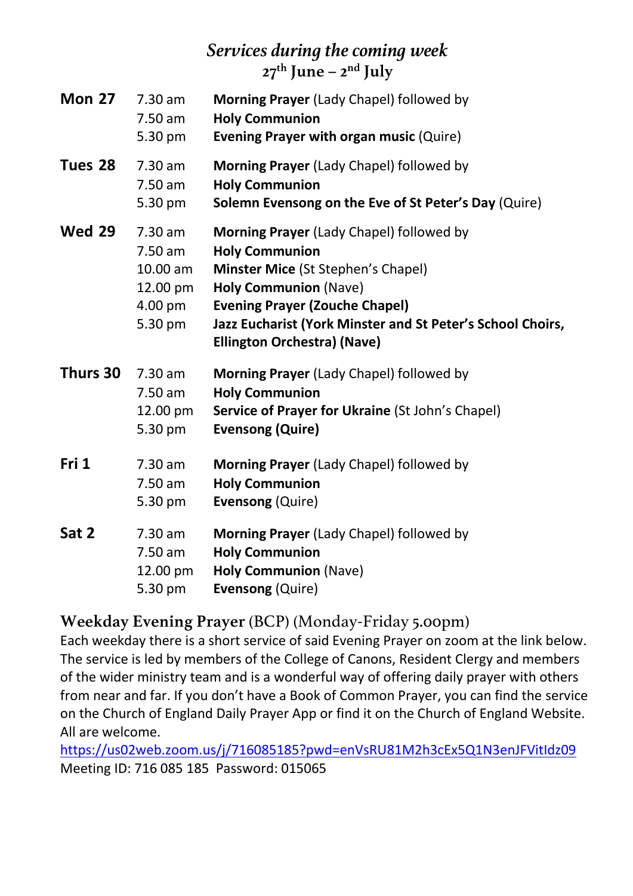# *Services during the coming week*

## 27th June – 2nd July

| | | |
|---|---|---|
| **Mon 27** | 7.30 am | **Morning Prayer** (Lady Chapel) followed by |
| | 7.50 am | **Holy Communion** |
| | 5.30 pm | **Evening Prayer with organ music** (Quire) |
| **Tues 28** | 7.30 am | **Morning Prayer** (Lady Chapel) followed by |
| | 7.50 am | **Holy Communion** |
| | 5.30 pm | **Solemn Evensong on the Eve of St Peter's Day** (Quire) |
| **Wed 29** | 7.30 am | **Morning Prayer** (Lady Chapel) followed by |
| | 7.50 am | **Holy Communion** |
| | 10.00 am | **Minster Mice** (St Stephen's Chapel) |
| | 12.00 pm | **Holy Communion** (Nave) |
| | 4.00 pm | **Evening Prayer (Zouche Chapel)** |
| | 5.30 pm | **Jazz Eucharist (York Minster and St Peter's School Choirs, Ellington Orchestra) (Nave)** |
| **Thurs 30** | 7.30 am | **Morning Prayer** (Lady Chapel) followed by |
| | 7.50 am | **Holy Communion** |
| | 12.00 pm | **Service of Prayer for Ukraine** (St John's Chapel) |
| | 5.30 pm | **Evensong (Quire)** |
| **Fri 1** | 7.30 am | **Morning Prayer** (Lady Chapel) followed by |
| | 7.50 am | **Holy Communion** |
| | 5.30 pm | **Evensong** (Quire) |
| **Sat 2** | 7.30 am | **Morning Prayer** (Lady Chapel) followed by |
| | 7.50 am | **Holy Communion** |
| | 12.00 pm | **Holy Communion** (Nave) |
| | 5.30 pm | **Evensong** (Quire) |

## Weekday Evening Prayer (BCP) (Monday-Friday 5.00pm)

Each weekday there is a short service of said Evening Prayer on zoom at the link below. The service is led by members of the College of Canons, Resident Clergy and members of the wider ministry team and is a wonderful way of offering daily prayer with others from near and far. If you don't have a Book of Common Prayer, you can find the service on the Church of England Daily Prayer App or find it on the Church of England Website. All are welcome.

https://us02web.zoom.us/j/716085185?pwd=enVsRU81M2h3cEx5Q1N3enJFVitIdz09

Meeting ID: 716 085 185 Password: 015065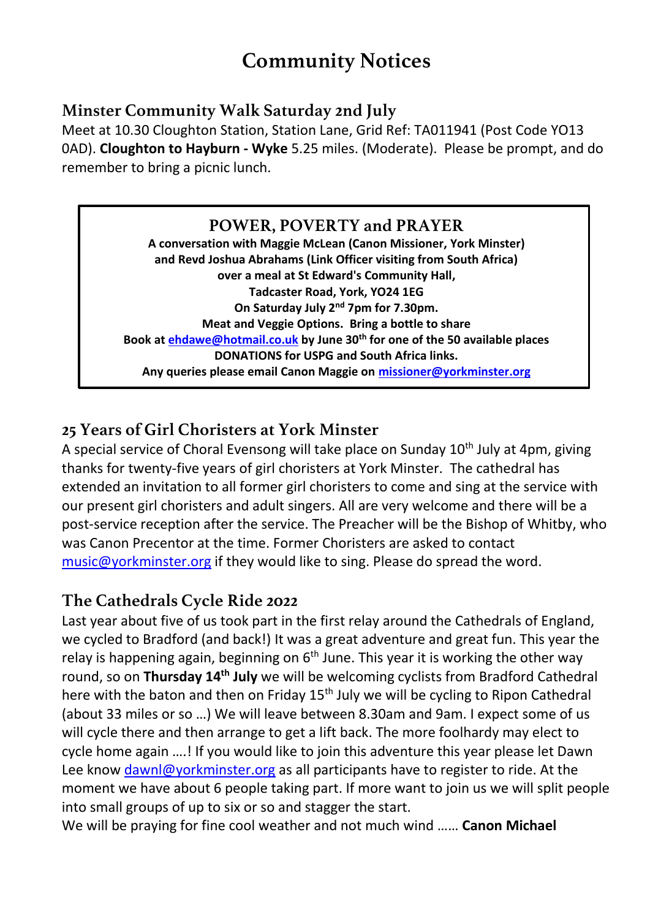# Community Notices

## Minster Community Walk Saturday 2nd July

Meet at 10.30 Cloughton Station, Station Lane, Grid Ref: TA011941 (Post Code YO13 0AD). **Cloughton to Hayburn - Wyke** 5.25 miles. (Moderate). Please be prompt, and do remember to bring a picnic lunch.

## POWER, POVERTY and PRAYER

**A conversation with Maggie McLean (Canon Missioner, York Minster) and Revd Joshua Abrahams (Link Officer visiting from South Africa) over a meal at St Edward's Community Hall, Tadcaster Road, York, YO24 1EG**

**On Saturday July 2nd 7pm for 7.30pm.**

**Meat and Veggie Options. Bring a bottle to share**

**Book at ehdawe@hotmail.co.uk by June 30th for one of the 50 available places**

**DONATIONS for USPG and South Africa links.**

**Any queries please email Canon Maggie on missioner@yorkminster.org**

## 25 Years of Girl Choristers at York Minster

A special service of Choral Evensong will take place on Sunday 10th July at 4pm, giving thanks for twenty-five years of girl choristers at York Minster. The cathedral has extended an invitation to all former girl choristers to come and sing at the service with our present girl choristers and adult singers. All are very welcome and there will be a post-service reception after the service. The Preacher will be the Bishop of Whitby, who was Canon Precentor at the time. Former Choristers are asked to contact music@yorkminster.org if they would like to sing. Please do spread the word.

## The Cathedrals Cycle Ride 2022

Last year about five of us took part in the first relay around the Cathedrals of England, we cycled to Bradford (and back!) It was a great adventure and great fun. This year the relay is happening again, beginning on 6th June. This year it is working the other way round, so on **Thursday 14th July** we will be welcoming cyclists from Bradford Cathedral here with the baton and then on Friday 15th July we will be cycling to Ripon Cathedral (about 33 miles or so …) We will leave between 8.30am and 9am. I expect some of us will cycle there and then arrange to get a lift back. The more foolhardy may elect to cycle home again ….! If you would like to join this adventure this year please let Dawn Lee know dawnl@yorkminster.org as all participants have to register to ride. At the moment we have about 6 people taking part. If more want to join us we will split people into small groups of up to six or so and stagger the start.

We will be praying for fine cool weather and not much wind …… **Canon Michael**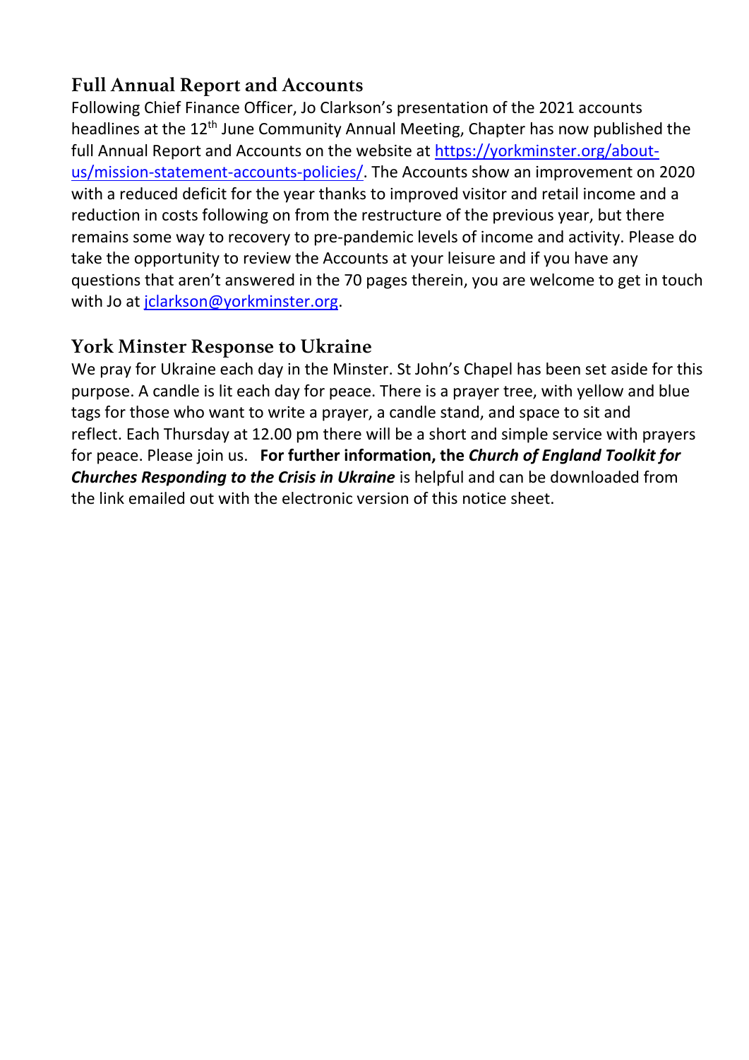## Full Annual Report and Accounts

Following Chief Finance Officer, Jo Clarkson's presentation of the 2021 accounts headlines at the 12th June Community Annual Meeting, Chapter has now published the full Annual Report and Accounts on the website at [https://yorkminster.org/about-us/mission-statement-accounts-policies/](https://yorkminster.org/about-us/mission-statement-accounts-policies/). The Accounts show an improvement on 2020 with a reduced deficit for the year thanks to improved visitor and retail income and a reduction in costs following on from the restructure of the previous year, but there remains some way to recovery to pre-pandemic levels of income and activity. Please do take the opportunity to review the Accounts at your leisure and if you have any questions that aren't answered in the 70 pages therein, you are welcome to get in touch with Jo at [jclarkson@yorkminster.org](mailto:jclarkson@yorkminster.org).

## York Minster Response to Ukraine

We pray for Ukraine each day in the Minster. St John's Chapel has been set aside for this purpose. A candle is lit each day for peace. There is a prayer tree, with yellow and blue tags for those who want to write a prayer, a candle stand, and space to sit and reflect. Each Thursday at 12.00 pm there will be a short and simple service with prayers for peace. Please join us. **For further information, the *Church of England Toolkit for Churches Responding to the Crisis in Ukraine*** is helpful and can be downloaded from the link emailed out with the electronic version of this notice sheet.